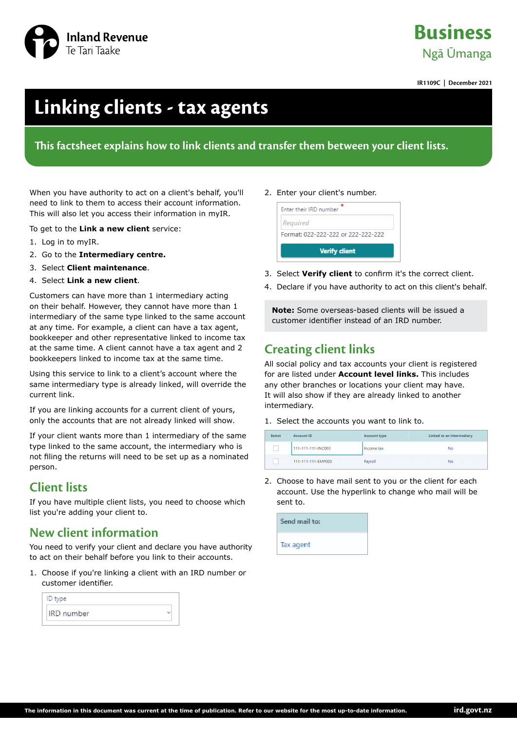Inland Revenue
Te Tari Taake

**Business**
Ngā Ūmanga

IR1109C | December 2021

# Linking clients - tax agents

**This factsheet explains how to link clients and transfer them between your client lists.**

When you have authority to act on a client's behalf, you'll need to link to them to access their account information. This will also let you access their information in myIR.

To get to the **Link a new client** service:

1. Log in to myIR.
2. Go to the **Intermediary centre.**
3. Select **Client maintenance**.
4. Select **Link a new client**.

Customers can have more than 1 intermediary acting on their behalf. However, they cannot have more than 1 intermediary of the same type linked to the same account at any time. For example, a client can have a tax agent, bookkeeper and other representative linked to income tax at the same time. A client cannot have a tax agent and 2 bookkeepers linked to income tax at the same time.

Using this service to link to a client's account where the same intermediary type is already linked, will override the current link.

If you are linking accounts for a current client of yours, only the accounts that are not already linked will show.

If your client wants more than 1 intermediary of the same type linked to the same account, the intermediary who is not filing the returns will need to be set up as a nominated person.

## Client lists

If you have multiple client lists, you need to choose which list you're adding your client to.

## New client information

You need to verify your client and declare you have authority to act on their behalf before you link to their accounts.

1. Choose if you're linking a client with an IRD number or customer identifier.

   ID type
   IRD number

2. Enter your client's number.

   Enter their IRD number *
   Required
   Format: 022-222-222 or 222-222-222
   Verify client

3. Select **Verify client** to confirm it's the correct client.
4. Declare if you have authority to act on this client's behalf.

**Note:** Some overseas-based clients will be issued a customer identifier instead of an IRD number.

## Creating client links

All social policy and tax accounts your client is registered for are listed under **Account level links.** This includes any other branches or locations your client may have. It will also show if they are already linked to another intermediary.

1. Select the accounts you want to link to.

| Select | Account ID | Account type | Linked to an intermediary |
|---|---|---|---|
| ☐ | 111-111-111-INC003 | Income tax | No |
| ☐ | 111-111-111-EMP003 | Payroll | No |

2. Choose to have mail sent to you or the client for each account. Use the hyperlink to change who mail will be sent to.

| Send mail to: |
|---|
| Tax agent |

The information in this document was current at the time of publication. Refer to our website for the most up-to-date information. ird.govt.nz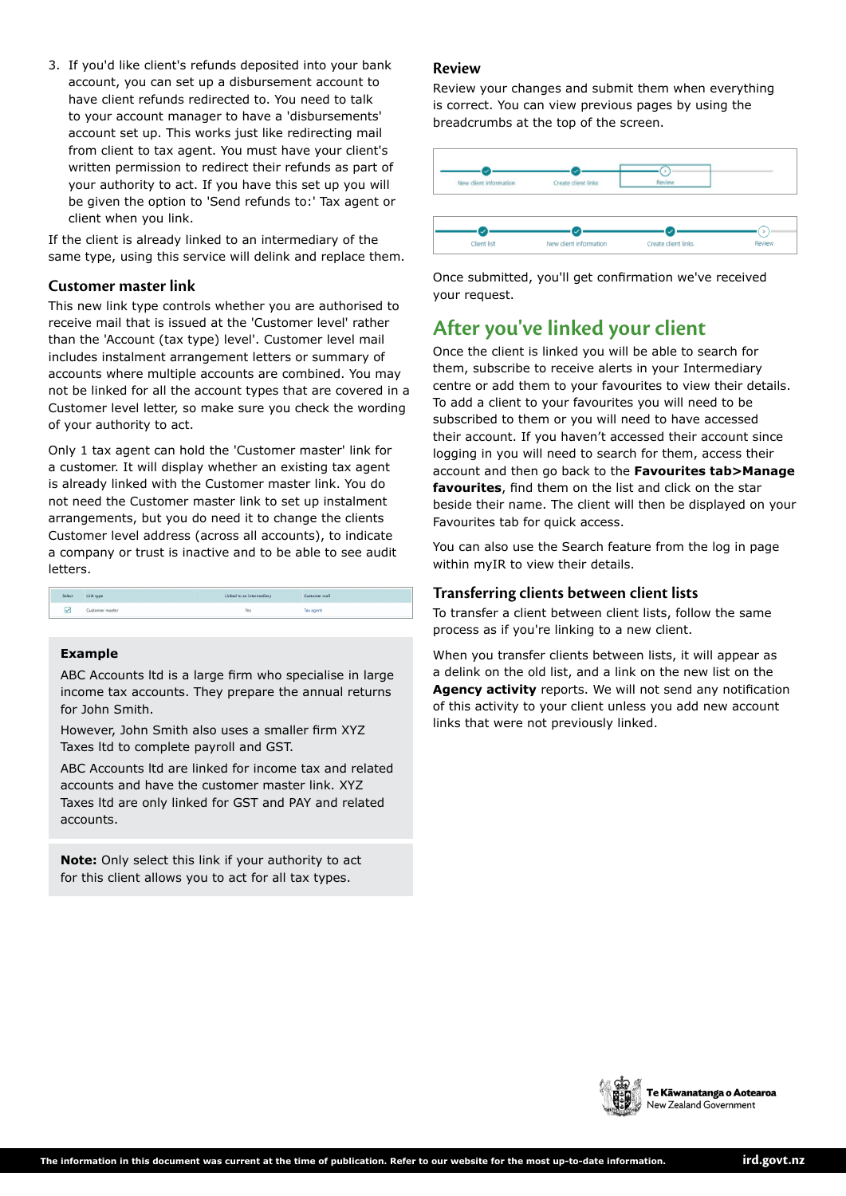3. If you'd like client's refunds deposited into your bank account, you can set up a disbursement account to have client refunds redirected to. You need to talk to your account manager to have a 'disbursements' account set up. This works just like redirecting mail from client to tax agent. You must have your client's written permission to redirect their refunds as part of your authority to act. If you have this set up you will be given the option to 'Send refunds to:' Tax agent or client when you link.

If the client is already linked to an intermediary of the same type, using this service will delink and replace them.

### Customer master link

This new link type controls whether you are authorised to receive mail that is issued at the 'Customer level' rather than the 'Account (tax type) level'. Customer level mail includes instalment arrangement letters or summary of accounts where multiple accounts are combined. You may not be linked for all the account types that are covered in a Customer level letter, so make sure you check the wording of your authority to act.

Only 1 tax agent can hold the 'Customer master' link for a customer. It will display whether an existing tax agent is already linked with the Customer master link. You do not need the Customer master link to set up instalment arrangements, but you do need it to change the clients Customer level address (across all accounts), to indicate a company or trust is inactive and to be able to see audit letters.

| Select | Link type | Linked to an intermediary | Customer mail |
|---|---|---|---|
| ☑ | Customer master | Yes | Tax agent |

**Example**

ABC Accounts ltd is a large firm who specialise in large income tax accounts. They prepare the annual returns for John Smith.

However, John Smith also uses a smaller firm XYZ Taxes ltd to complete payroll and GST.

ABC Accounts ltd are linked for income tax and related accounts and have the customer master link. XYZ Taxes ltd are only linked for GST and PAY and related accounts.

**Note:** Only select this link if your authority to act for this client allows you to act for all tax types.

### Review

Review your changes and submit them when everything is correct. You can view previous pages by using the breadcrumbs at the top of the screen.

New client information — Create client links — Review

Client list — New client information — Create client links — Review

Once submitted, you'll get confirmation we've received your request.

## After you've linked your client

Once the client is linked you will be able to search for them, subscribe to receive alerts in your Intermediary centre or add them to your favourites to view their details. To add a client to your favourites you will need to be subscribed to them or you will need to have accessed their account. If you haven't accessed their account since logging in you will need to search for them, access their account and then go back to the **Favourites tab>Manage favourites**, find them on the list and click on the star beside their name. The client will then be displayed on your Favourites tab for quick access.

You can also use the Search feature from the log in page within myIR to view their details.

### Transferring clients between client lists

To transfer a client between client lists, follow the same process as if you're linking to a new client.

When you transfer clients between lists, it will appear as a delink on the old list, and a link on the new list on the **Agency activity** reports. We will not send any notification of this activity to your client unless you add new account links that were not previously linked.